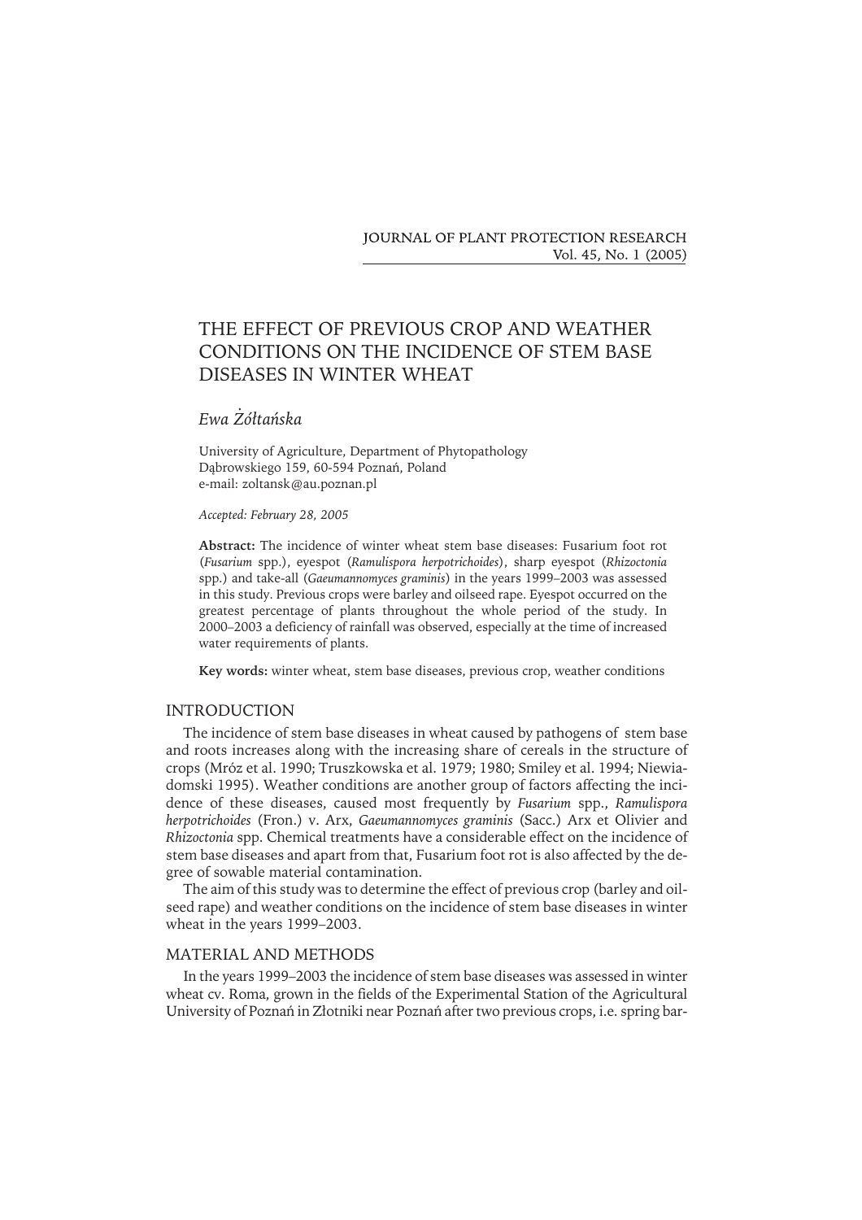# THE EFFECT OF PREVIOUS CROP AND WEATHER CONDITIONS ON THE INCIDENCE OF STEM BASE DISEASES IN WINTER WHEAT

*Ewa Żółtańska*

University of Agriculture, Department of Phytopathology
Dąbrowskiego 159, 60-594 Poznań, Poland
e-mail: zoltansk@au.poznan.pl

*Accepted: February 28, 2005*

**Abstract:** The incidence of winter wheat stem base diseases: Fusarium foot rot (*Fusarium* spp.), eyespot (*Ramulispora herpotrichoides*), sharp eyespot (*Rhizoctonia* spp.) and take-all (*Gaeumannomyces graminis*) in the years 1999–2003 was assessed in this study. Previous crops were barley and oilseed rape. Eyespot occurred on the greatest percentage of plants throughout the whole period of the study. In 2000–2003 a deficiency of rainfall was observed, especially at the time of increased water requirements of plants.

**Key words:** winter wheat, stem base diseases, previous crop, weather conditions

## INTRODUCTION

The incidence of stem base diseases in wheat caused by pathogens of stem base and roots increases along with the increasing share of cereals in the structure of crops (Mróz et al. 1990; Truszkowska et al. 1979; 1980; Smiley et al. 1994; Niewiadomski 1995). Weather conditions are another group of factors affecting the incidence of these diseases, caused most frequently by *Fusarium* spp., *Ramulispora herpotrichoides* (Fron.) v. Arx, *Gaeumannomyces graminis* (Sacc.) Arx et Olivier and *Rhizoctonia* spp. Chemical treatments have a considerable effect on the incidence of stem base diseases and apart from that, Fusarium foot rot is also affected by the degree of sowable material contamination.

The aim of this study was to determine the effect of previous crop (barley and oilseed rape) and weather conditions on the incidence of stem base diseases in winter wheat in the years 1999–2003.

## MATERIAL AND METHODS

In the years 1999–2003 the incidence of stem base diseases was assessed in winter wheat cv. Roma, grown in the fields of the Experimental Station of the Agricultural University of Poznań in Złotniki near Poznań after two previous crops, i.e. spring bar-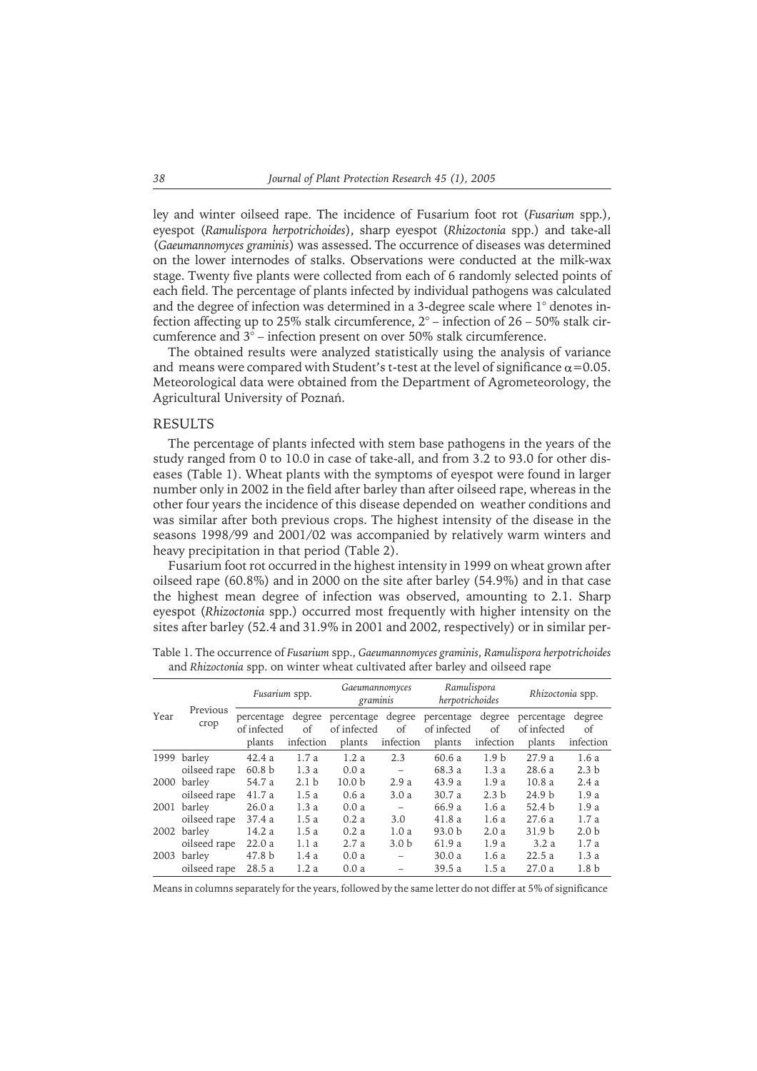ley and winter oilseed rape. The incidence of Fusarium foot rot (*Fusarium* spp.), eyespot (*Ramulispora herpotrichoides*), sharp eyespot (*Rhizoctonia* spp.) and take-all (*Gaeumannomyces graminis*) was assessed. The occurrence of diseases was determined on the lower internodes of stalks. Observations were conducted at the milk-wax stage. Twenty five plants were collected from each of 6 randomly selected points of each field. The percentage of plants infected by individual pathogens was calculated and the degree of infection was determined in a 3-degree scale where 1° denotes infection affecting up to 25% stalk circumference, 2° – infection of 26 – 50% stalk circumference and 3° – infection present on over 50% stalk circumference.

The obtained results were analyzed statistically using the analysis of variance and means were compared with Student's t-test at the level of significance $\alpha=0.05$. Meteorological data were obtained from the Department of Agrometeorology, the Agricultural University of Poznań.

## RESULTS

The percentage of plants infected with stem base pathogens in the years of the study ranged from 0 to 10.0 in case of take-all, and from 3.2 to 93.0 for other diseases (Table 1). Wheat plants with the symptoms of eyespot were found in larger number only in 2002 in the field after barley than after oilseed rape, whereas in the other four years the incidence of this disease depended on weather conditions and was similar after both previous crops. The highest intensity of the disease in the seasons 1998/99 and 2001/02 was accompanied by relatively warm winters and heavy precipitation in that period (Table 2).

Fusarium foot rot occurred in the highest intensity in 1999 on wheat grown after oilseed rape (60.8%) and in 2000 on the site after barley (54.9%) and in that case the highest mean degree of infection was observed, amounting to 2.1. Sharp eyespot (*Rhizoctonia* spp.) occurred most frequently with higher intensity on the sites after barley (52.4 and 31.9% in 2001 and 2002, respectively) or in similar per-

Table 1. The occurrence of *Fusarium* spp., *Gaeumannomyces graminis*, *Ramulispora herpotrichoides* and *Rhizoctonia* spp. on winter wheat cultivated after barley and oilseed rape

| Year | Previous crop | *Fusarium* spp. | | *Gaeumannomyces graminis* | | *Ramulispora herpotrichoides* | | *Rhizoctonia* spp. | |
|---|---|---|---|---|---|---|---|---|---|
| | | percentage of infected plants | degree of infection | percentage of infected plants | degree of infection | percentage of infected plants | degree of infection | percentage of infected plants | degree of infection |
| 1999 | barley | 42.4 a | 1.7 a | 1.2 a | 2.3 | 60.6 a | 1.9 b | 27.9 a | 1.6 a |
| | oilseed rape | 60.8 b | 1.3 a | 0.0 a | – | 68.3 a | 1.3 a | 28.6 a | 2.3 b |
| 2000 | barley | 54.7 a | 2.1 b | 10.0 b | 2.9 a | 43.9 a | 1.9 a | 10.8 a | 2.4 a |
| | oilseed rape | 41.7 a | 1.5 a | 0.6 a | 3.0 a | 30.7 a | 2.3 b | 24.9 b | 1.9 a |
| 2001 | barley | 26.0 a | 1.3 a | 0.0 a | – | 66.9 a | 1.6 a | 52.4 b | 1.9 a |
| | oilseed rape | 37.4 a | 1.5 a | 0.2 a | 3.0 | 41.8 a | 1.6 a | 27.6 a | 1.7 a |
| 2002 | barley | 14.2 a | 1.5 a | 0.2 a | 1.0 a | 93.0 b | 2.0 a | 31.9 b | 2.0 b |
| | oilseed rape | 22.0 a | 1.1 a | 2.7 a | 3.0 b | 61.9 a | 1.9 a | 3.2 a | 1.7 a |
| 2003 | barley | 47.8 b | 1.4 a | 0.0 a | – | 30.0 a | 1.6 a | 22.5 a | 1.3 a |
| | oilseed rape | 28.5 a | 1.2 a | 0.0 a | – | 39.5 a | 1.5 a | 27.0 a | 1.8 b |

Means in columns separately for the years, followed by the same letter do not differ at 5% of significance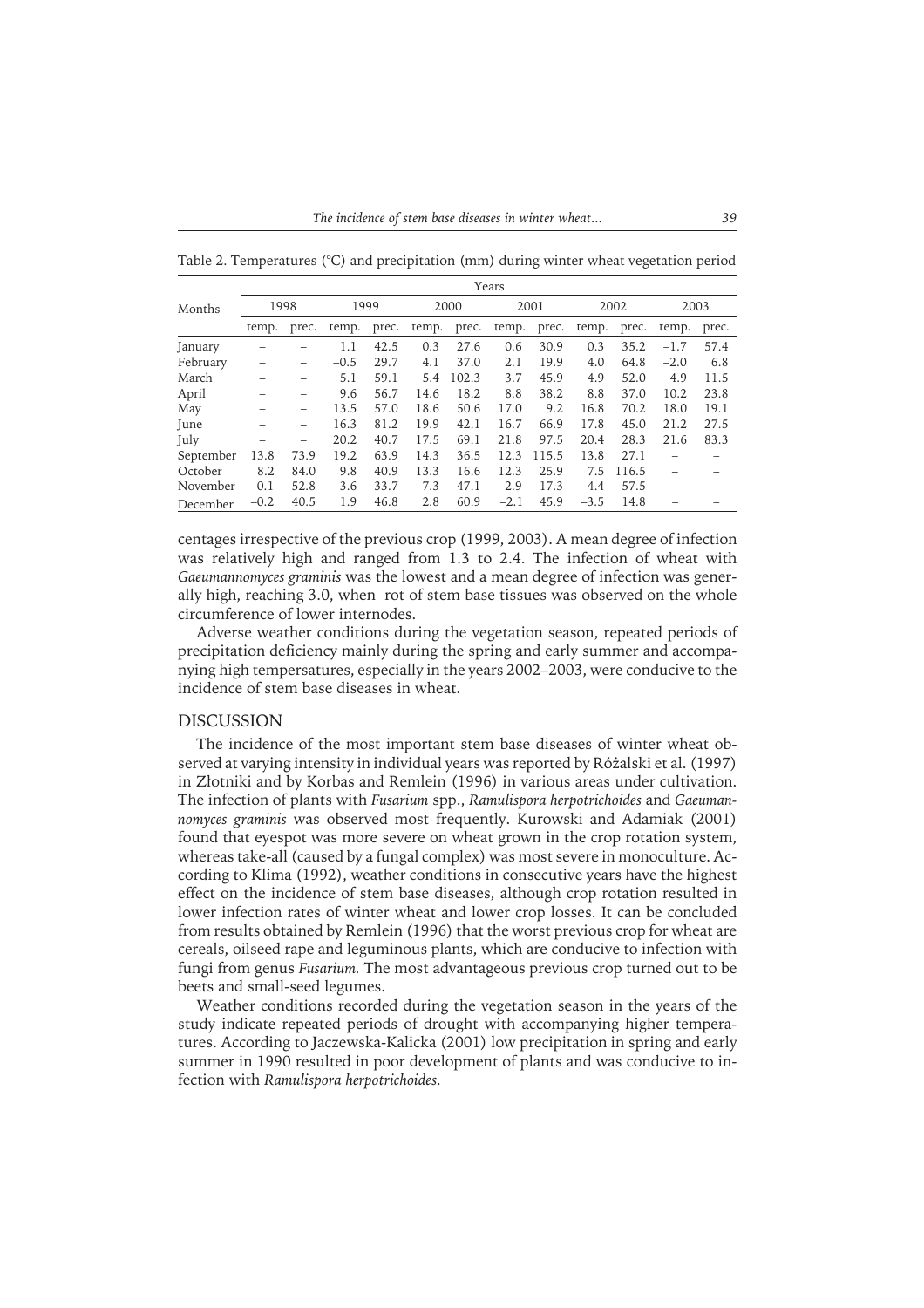Table 2. Temperatures (°C) and precipitation (mm) during winter wheat vegetation period

| Months | Years | | | | | | | | | | | |
|---|---|---|---|---|---|---|---|---|---|---|---|---|
| | 1998 | | 1999 | | 2000 | | 2001 | | 2002 | | 2003 | |
| | temp. | prec. | temp. | prec. | temp. | prec. | temp. | prec. | temp. | prec. | temp. | prec. |
| January | – | – | 1.1 | 42.5 | 0.3 | 27.6 | 0.6 | 30.9 | 0.3 | 35.2 | –1.7 | 57.4 |
| February | – | – | –0.5 | 29.7 | 4.1 | 37.0 | 2.1 | 19.9 | 4.0 | 64.8 | –2.0 | 6.8 |
| March | – | – | 5.1 | 59.1 | 5.4 | 102.3 | 3.7 | 45.9 | 4.9 | 52.0 | 4.9 | 11.5 |
| April | – | – | 9.6 | 56.7 | 14.6 | 18.2 | 8.8 | 38.2 | 8.8 | 37.0 | 10.2 | 23.8 |
| May | – | – | 13.5 | 57.0 | 18.6 | 50.6 | 17.0 | 9.2 | 16.8 | 70.2 | 18.0 | 19.1 |
| June | – | – | 16.3 | 81.2 | 19.9 | 42.1 | 16.7 | 66.9 | 17.8 | 45.0 | 21.2 | 27.5 |
| July | – | – | 20.2 | 40.7 | 17.5 | 69.1 | 21.8 | 97.5 | 20.4 | 28.3 | 21.6 | 83.3 |
| September | 13.8 | 73.9 | 19.2 | 63.9 | 14.3 | 36.5 | 12.3 | 115.5 | 13.8 | 27.1 | – | – |
| October | 8.2 | 84.0 | 9.8 | 40.9 | 13.3 | 16.6 | 12.3 | 25.9 | 7.5 | 116.5 | – | – |
| November | –0.1 | 52.8 | 3.6 | 33.7 | 7.3 | 47.1 | 2.9 | 17.3 | 4.4 | 57.5 | – | – |
| December | –0.2 | 40.5 | 1.9 | 46.8 | 2.8 | 60.9 | –2.1 | 45.9 | –3.5 | 14.8 | – | – |

centages irrespective of the previous crop (1999, 2003). A mean degree of infection was relatively high and ranged from 1.3 to 2.4. The infection of wheat with *Gaeumannomyces graminis* was the lowest and a mean degree of infection was generally high, reaching 3.0, when rot of stem base tissues was observed on the whole circumference of lower internodes.

Adverse weather conditions during the vegetation season, repeated periods of precipitation deficiency mainly during the spring and early summer and accompanying high tempersatures, especially in the years 2002–2003, were conducive to the incidence of stem base diseases in wheat.

## DISCUSSION

The incidence of the most important stem base diseases of winter wheat observed at varying intensity in individual years was reported by Różalski et al. (1997) in Złotniki and by Korbas and Remlein (1996) in various areas under cultivation. The infection of plants with *Fusarium* spp., *Ramulispora herpotrichoides* and *Gaeumannomyces graminis* was observed most frequently. Kurowski and Adamiak (2001) found that eyespot was more severe on wheat grown in the crop rotation system, whereas take-all (caused by a fungal complex) was most severe in monoculture. According to Klima (1992), weather conditions in consecutive years have the highest effect on the incidence of stem base diseases, although crop rotation resulted in lower infection rates of winter wheat and lower crop losses. It can be concluded from results obtained by Remlein (1996) that the worst previous crop for wheat are cereals, oilseed rape and leguminous plants, which are conducive to infection with fungi from genus *Fusarium.* The most advantageous previous crop turned out to be beets and small-seed legumes.

Weather conditions recorded during the vegetation season in the years of the study indicate repeated periods of drought with accompanying higher temperatures. According to Jaczewska-Kalicka (2001) low precipitation in spring and early summer in 1990 resulted in poor development of plants and was conducive to infection with *Ramulispora herpotrichoides.*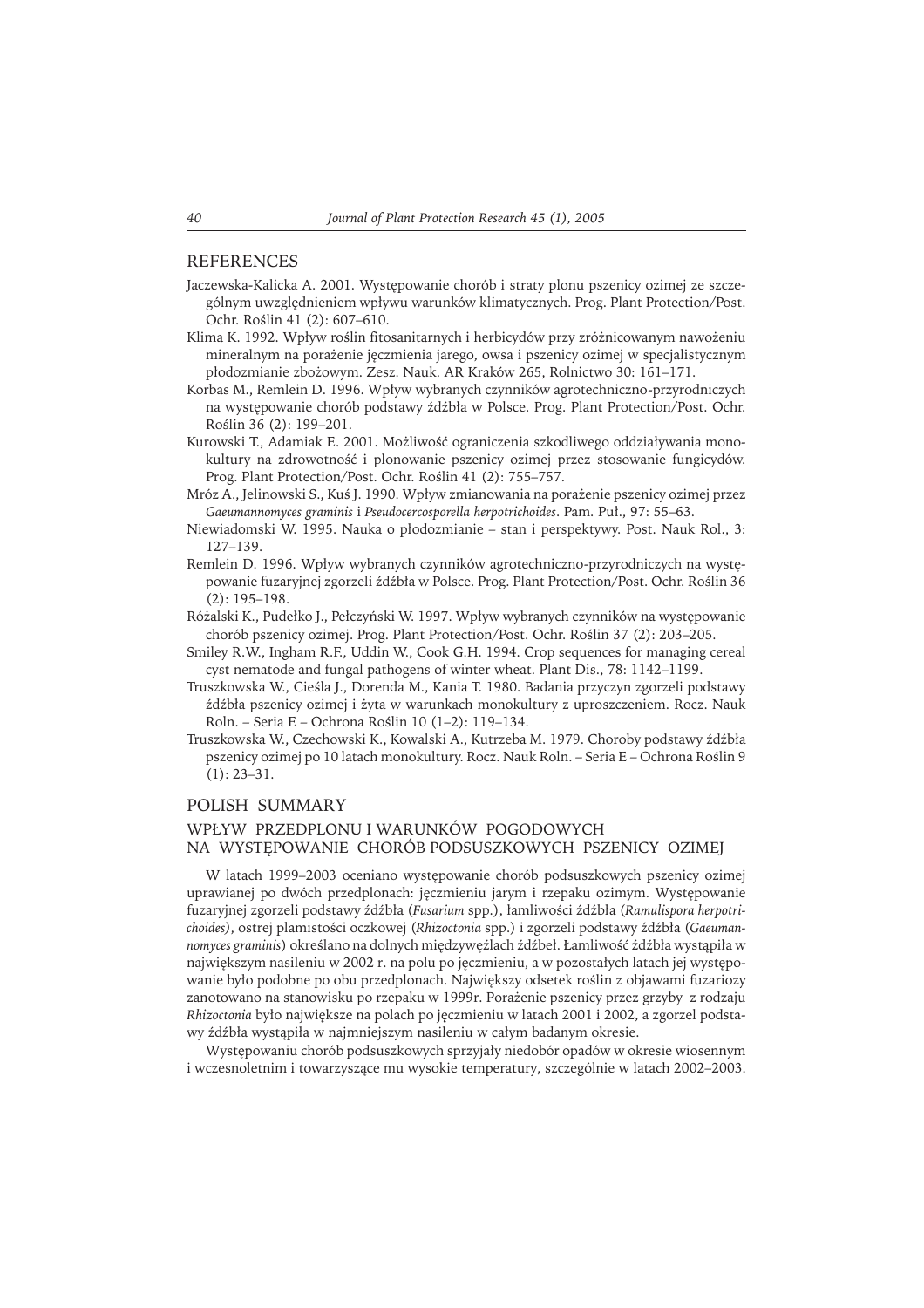## REFERENCES

Jaczewska-Kalicka A. 2001. Występowanie chorób i straty plonu pszenicy ozimej ze szczególnym uwzględnieniem wpływu warunków klimatycznych. Prog. Plant Protection/Post. Ochr. Roślin 41 (2): 607–610.

Klima K. 1992. Wpływ roślin fitosanitarnych i herbicydów przy zróżnicowanym nawożeniu mineralnym na porażenie jęczmienia jarego, owsa i pszenicy ozimej w specjalistycznym płodozmianie zbożowym. Zesz. Nauk. AR Kraków 265, Rolnictwo 30: 161–171.

Korbas M., Remlein D. 1996. Wpływ wybranych czynników agrotechniczno-przyrodniczych na występowanie chorób podstawy źdźbła w Polsce. Prog. Plant Protection/Post. Ochr. Roślin 36 (2): 199–201.

Kurowski T., Adamiak E. 2001. Możliwość ograniczenia szkodliwego oddziaływania monokultury na zdrowotność i plonowanie pszenicy ozimej przez stosowanie fungicydów. Prog. Plant Protection/Post. Ochr. Roślin 41 (2): 755–757.

Mróz A., Jelinowski S., Kuś J. 1990. Wpływ zmianowania na porażenie pszenicy ozimej przez *Gaeumannomyces graminis* i *Pseudocercosporella herpotrichoides*. Pam. Puł., 97: 55–63.

Niewiadomski W. 1995. Nauka o płodozmianie – stan i perspektywy. Post. Nauk Rol., 3: 127–139.

Remlein D. 1996. Wpływ wybranych czynników agrotechniczno-przyrodniczych na występowanie fuzaryjnej zgorzeli źdźbła w Polsce. Prog. Plant Protection/Post. Ochr. Roślin 36 (2): 195–198.

Różalski K., Pudełko J., Pełczyński W. 1997. Wpływ wybranych czynników na występowanie chorób pszenicy ozimej. Prog. Plant Protection/Post. Ochr. Roślin 37 (2): 203–205.

Smiley R.W., Ingham R.F., Uddin W., Cook G.H. 1994. Crop sequences for managing cereal cyst nematode and fungal pathogens of winter wheat. Plant Dis., 78: 1142–1199.

Truszkowska W., Cieśla J., Dorenda M., Kania T. 1980. Badania przyczyn zgorzeli podstawy źdźbła pszenicy ozimej i żyta w warunkach monokultury z uproszczeniem. Rocz. Nauk Roln. – Seria E – Ochrona Roślin 10 (1–2): 119–134.

Truszkowska W., Czechowski K., Kowalski A., Kutrzeba M. 1979. Choroby podstawy źdźbła pszenicy ozimej po 10 latach monokultury. Rocz. Nauk Roln. – Seria E – Ochrona Roślin 9 (1): 23–31.

## POLISH SUMMARY

### WPŁYW PRZEDPLONU I WARUNKÓW POGODOWYCH NA WYSTĘPOWANIE CHORÓB PODSUSZKOWYCH PSZENICY OZIMEJ

W latach 1999–2003 oceniano występowanie chorób podsuszkowych pszenicy ozimej uprawianej po dwóch przedplonach: jęczmieniu jarym i rzepaku ozimym. Występowanie fuzaryjnej zgorzeli podstawy źdźbła (*Fusarium* spp.), łamliwości źdźbła (*Ramulispora herpotrichoides)*, ostrej plamistości oczkowej (*Rhizoctonia* spp.) i zgorzeli podstawy źdźbła (*Gaeumannomyces graminis*) określano na dolnych międzywęźlach źdźbeł. Łamliwość źdźbła wystąpiła w największym nasileniu w 2002 r. na polu po jęczmieniu, a w pozostałych latach jej występowanie było podobne po obu przedplonach. Największy odsetek roślin z objawami fuzariozy zanotowano na stanowisku po rzepaku w 1999r. Porażenie pszenicy przez grzyby z rodzaju *Rhizoctonia* było największe na polach po jęczmieniu w latach 2001 i 2002, a zgorzel podstawy źdźbła wystąpiła w najmniejszym nasileniu w całym badanym okresie.

Występowaniu chorób podsuszkowych sprzyjały niedobór opadów w okresie wiosennym i wczesnoletnim i towarzyszące mu wysokie temperatury, szczególnie w latach 2002–2003.